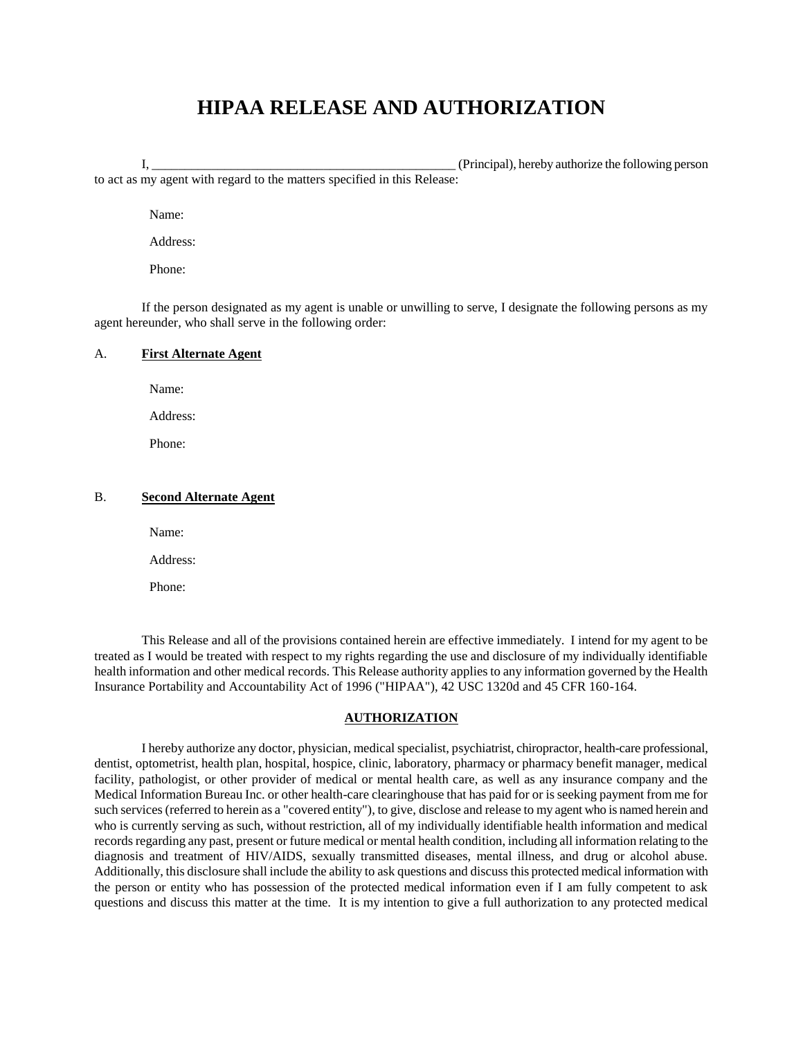# HIPAA RELEASE AND AUTHORIZATION

I, _______________________________________________ (Principal), hereby authorize the following person to act as my agent with regard to the matters specified in this Release:

Name:

Address:

Phone:

If the person designated as my agent is unable or unwilling to serve, I designate the following persons as my agent hereunder, who shall serve in the following order:

A. **First Alternate Agent**

Name:

Address:

Phone:

B. **Second Alternate Agent**

Name:

Address:

Phone:

This Release and all of the provisions contained herein are effective immediately. I intend for my agent to be treated as I would be treated with respect to my rights regarding the use and disclosure of my individually identifiable health information and other medical records. This Release authority applies to any information governed by the Health Insurance Portability and Accountability Act of 1996 ("HIPAA"), 42 USC 1320d and 45 CFR 160-164.

## AUTHORIZATION

I hereby authorize any doctor, physician, medical specialist, psychiatrist, chiropractor, health-care professional, dentist, optometrist, health plan, hospital, hospice, clinic, laboratory, pharmacy or pharmacy benefit manager, medical facility, pathologist, or other provider of medical or mental health care, as well as any insurance company and the Medical Information Bureau Inc. or other health-care clearinghouse that has paid for or is seeking payment from me for such services (referred to herein as a "covered entity"), to give, disclose and release to my agent who is named herein and who is currently serving as such, without restriction, all of my individually identifiable health information and medical records regarding any past, present or future medical or mental health condition, including all information relating to the diagnosis and treatment of HIV/AIDS, sexually transmitted diseases, mental illness, and drug or alcohol abuse. Additionally, this disclosure shall include the ability to ask questions and discuss this protected medical information with the person or entity who has possession of the protected medical information even if I am fully competent to ask questions and discuss this matter at the time. It is my intention to give a full authorization to any protected medical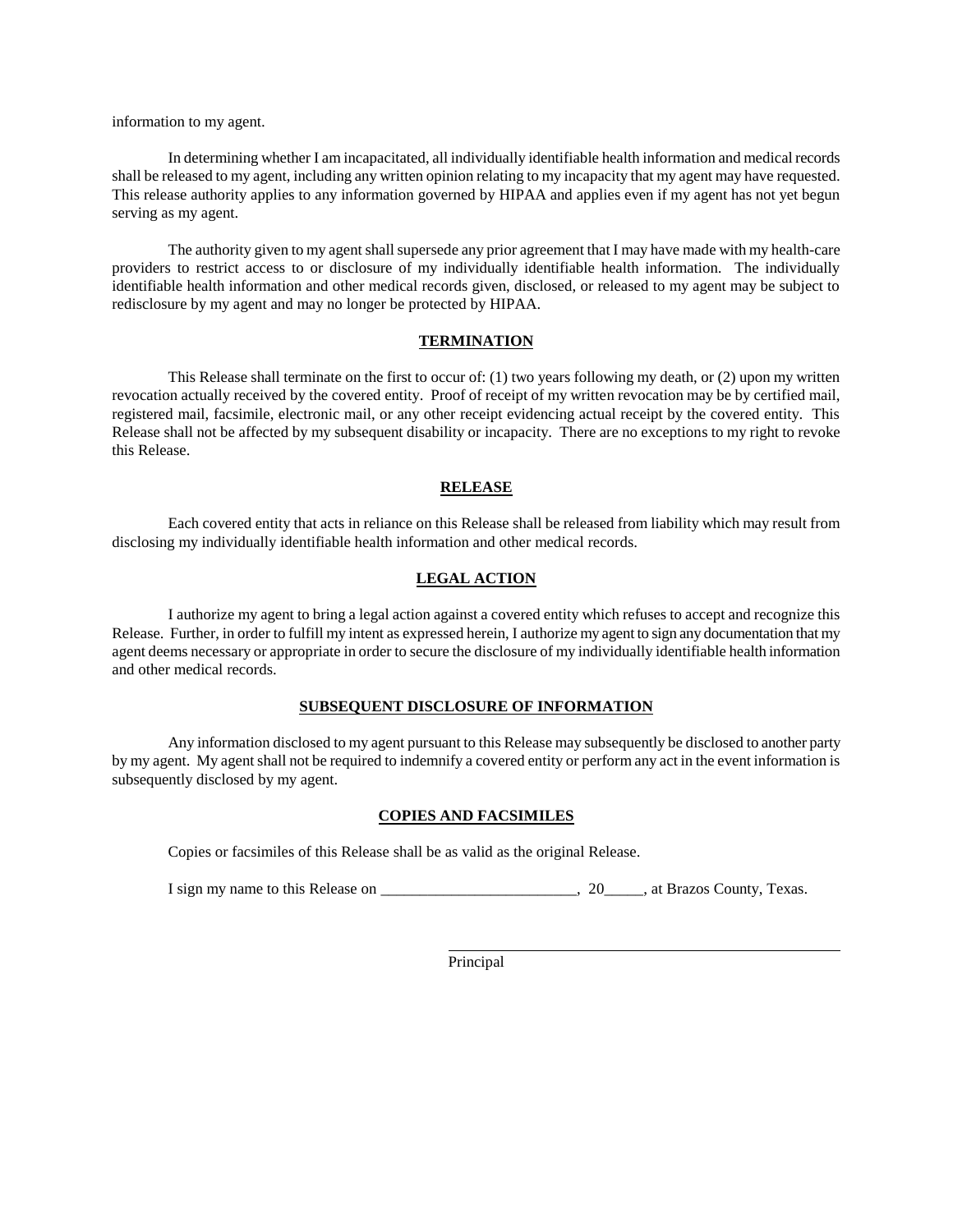information to my agent.

In determining whether I am incapacitated, all individually identifiable health information and medical records shall be released to my agent, including any written opinion relating to my incapacity that my agent may have requested. This release authority applies to any information governed by HIPAA and applies even if my agent has not yet begun serving as my agent.

The authority given to my agent shall supersede any prior agreement that I may have made with my health-care providers to restrict access to or disclosure of my individually identifiable health information. The individually identifiable health information and other medical records given, disclosed, or released to my agent may be subject to redisclosure by my agent and may no longer be protected by HIPAA.

## TERMINATION

This Release shall terminate on the first to occur of: (1) two years following my death, or (2) upon my written revocation actually received by the covered entity. Proof of receipt of my written revocation may be by certified mail, registered mail, facsimile, electronic mail, or any other receipt evidencing actual receipt by the covered entity. This Release shall not be affected by my subsequent disability or incapacity. There are no exceptions to my right to revoke this Release.

## RELEASE

Each covered entity that acts in reliance on this Release shall be released from liability which may result from disclosing my individually identifiable health information and other medical records.

## LEGAL ACTION

I authorize my agent to bring a legal action against a covered entity which refuses to accept and recognize this Release. Further, in order to fulfill my intent as expressed herein, I authorize my agent to sign any documentation that my agent deems necessary or appropriate in order to secure the disclosure of my individually identifiable health information and other medical records.

## SUBSEQUENT DISCLOSURE OF INFORMATION

Any information disclosed to my agent pursuant to this Release may subsequently be disclosed to another party by my agent. My agent shall not be required to indemnify a covered entity or perform any act in the event information is subsequently disclosed by my agent.

## COPIES AND FACSIMILES

Copies or facsimiles of this Release shall be as valid as the original Release.

I sign my name to this Release on _________________________, 20_____, at Brazos County, Texas.

_______________________________________________

Principal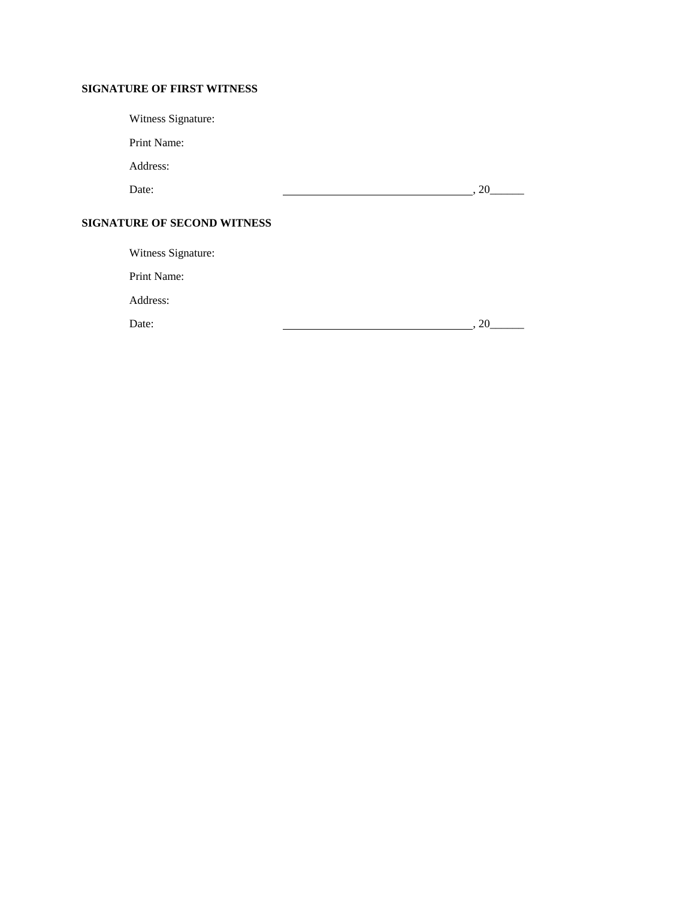**SIGNATURE OF FIRST WITNESS**

Witness Signature:

Print Name:

Address:

Date: ________________________________, 20______

**SIGNATURE OF SECOND WITNESS**

Witness Signature:

Print Name:

Address:

Date: ________________________________, 20______